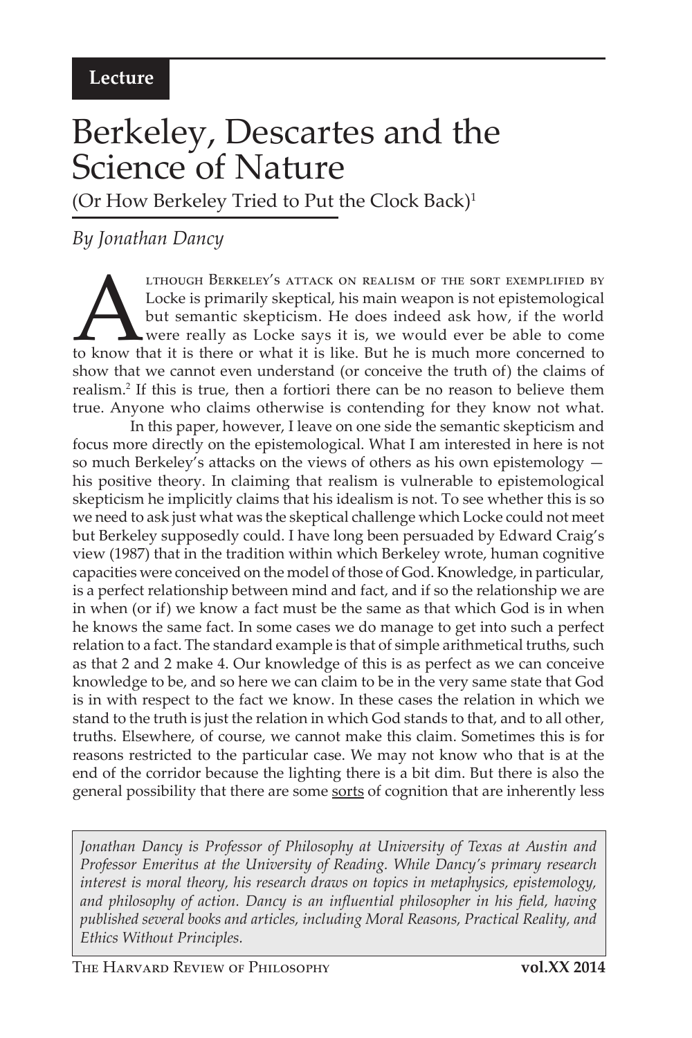**Lecture**

# Berkeley, Descartes and the Science of Nature

(Or How Berkeley Tried to Put the Clock Back)[1]

*By Jonathan Dancy*

Although Berkeley's attack on realism of the sort exemplified by Locke is primarily skeptical, his main weapon is not epistemological but semantic skepticism. He does indeed ask how, if the world were really as Locke says it is, we would ever be able to come to know that it is there or what it is like. But he is much more concerned to show that we cannot even understand (or conceive the truth of) the claims of realism.[2] If this is true, then a fortiori there can be no reason to believe them true. Anyone who claims otherwise is contending for they know not what.

In this paper, however, I leave on one side the semantic skepticism and focus more directly on the epistemological. What I am interested in here is not so much Berkeley's attacks on the views of others as his own epistemology — his positive theory. In claiming that realism is vulnerable to epistemological skepticism he implicitly claims that his idealism is not. To see whether this is so we need to ask just what was the skeptical challenge which Locke could not meet but Berkeley supposedly could. I have long been persuaded by Edward Craig's view (1987) that in the tradition within which Berkeley wrote, human cognitive capacities were conceived on the model of those of God. Knowledge, in particular, is a perfect relationship between mind and fact, and if so the relationship we are in when (or if) we know a fact must be the same as that which God is in when he knows the same fact. In some cases we do manage to get into such a perfect relation to a fact. The standard example is that of simple arithmetical truths, such as that 2 and 2 make 4. Our knowledge of this is as perfect as we can conceive knowledge to be, and so here we can claim to be in the very same state that God is in with respect to the fact we know. In these cases the relation in which we stand to the truth is just the relation in which God stands to that, and to all other, truths. Elsewhere, of course, we cannot make this claim. Sometimes this is for reasons restricted to the particular case. We may not know who that is at the end of the corridor because the lighting there is a bit dim. But there is also the general possibility that there are some sorts of cognition that are inherently less

*Jonathan Dancy is Professor of Philosophy at University of Texas at Austin and Professor Emeritus at the University of Reading. While Dancy's primary research interest is moral theory, his research draws on topics in metaphysics, epistemology, and philosophy of action. Dancy is an influential philosopher in his field, having published several books and articles, including Moral Reasons, Practical Reality, and Ethics Without Principles.*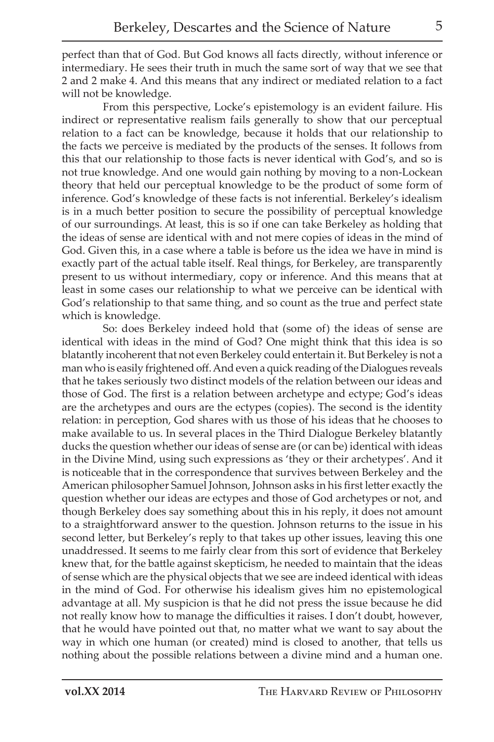perfect than that of God. But God knows all facts directly, without inference or intermediary. He sees their truth in much the same sort of way that we see that 2 and 2 make 4. And this means that any indirect or mediated relation to a fact will not be knowledge.

From this perspective, Locke's epistemology is an evident failure. His indirect or representative realism fails generally to show that our perceptual relation to a fact can be knowledge, because it holds that our relationship to the facts we perceive is mediated by the products of the senses. It follows from this that our relationship to those facts is never identical with God's, and so is not true knowledge. And one would gain nothing by moving to a non-Lockean theory that held our perceptual knowledge to be the product of some form of inference. God's knowledge of these facts is not inferential. Berkeley's idealism is in a much better position to secure the possibility of perceptual knowledge of our surroundings. At least, this is so if one can take Berkeley as holding that the ideas of sense are identical with and not mere copies of ideas in the mind of God. Given this, in a case where a table is before us the idea we have in mind is exactly part of the actual table itself. Real things, for Berkeley, are transparently present to us without intermediary, copy or inference. And this means that at least in some cases our relationship to what we perceive can be identical with God's relationship to that same thing, and so count as the true and perfect state which is knowledge.

So: does Berkeley indeed hold that (some of) the ideas of sense are identical with ideas in the mind of God? One might think that this idea is so blatantly incoherent that not even Berkeley could entertain it. But Berkeley is not a man who is easily frightened off. And even a quick reading of the Dialogues reveals that he takes seriously two distinct models of the relation between our ideas and those of God. The first is a relation between archetype and ectype; God's ideas are the archetypes and ours are the ectypes (copies). The second is the identity relation: in perception, God shares with us those of his ideas that he chooses to make available to us. In several places in the Third Dialogue Berkeley blatantly ducks the question whether our ideas of sense are (or can be) identical with ideas in the Divine Mind, using such expressions as 'they or their archetypes'. And it is noticeable that in the correspondence that survives between Berkeley and the American philosopher Samuel Johnson, Johnson asks in his first letter exactly the question whether our ideas are ectypes and those of God archetypes or not, and though Berkeley does say something about this in his reply, it does not amount to a straightforward answer to the question. Johnson returns to the issue in his second letter, but Berkeley's reply to that takes up other issues, leaving this one unaddressed. It seems to me fairly clear from this sort of evidence that Berkeley knew that, for the battle against skepticism, he needed to maintain that the ideas of sense which are the physical objects that we see are indeed identical with ideas in the mind of God. For otherwise his idealism gives him no epistemological advantage at all. My suspicion is that he did not press the issue because he did not really know how to manage the difficulties it raises. I don't doubt, however, that he would have pointed out that, no matter what we want to say about the way in which one human (or created) mind is closed to another, that tells us nothing about the possible relations between a divine mind and a human one.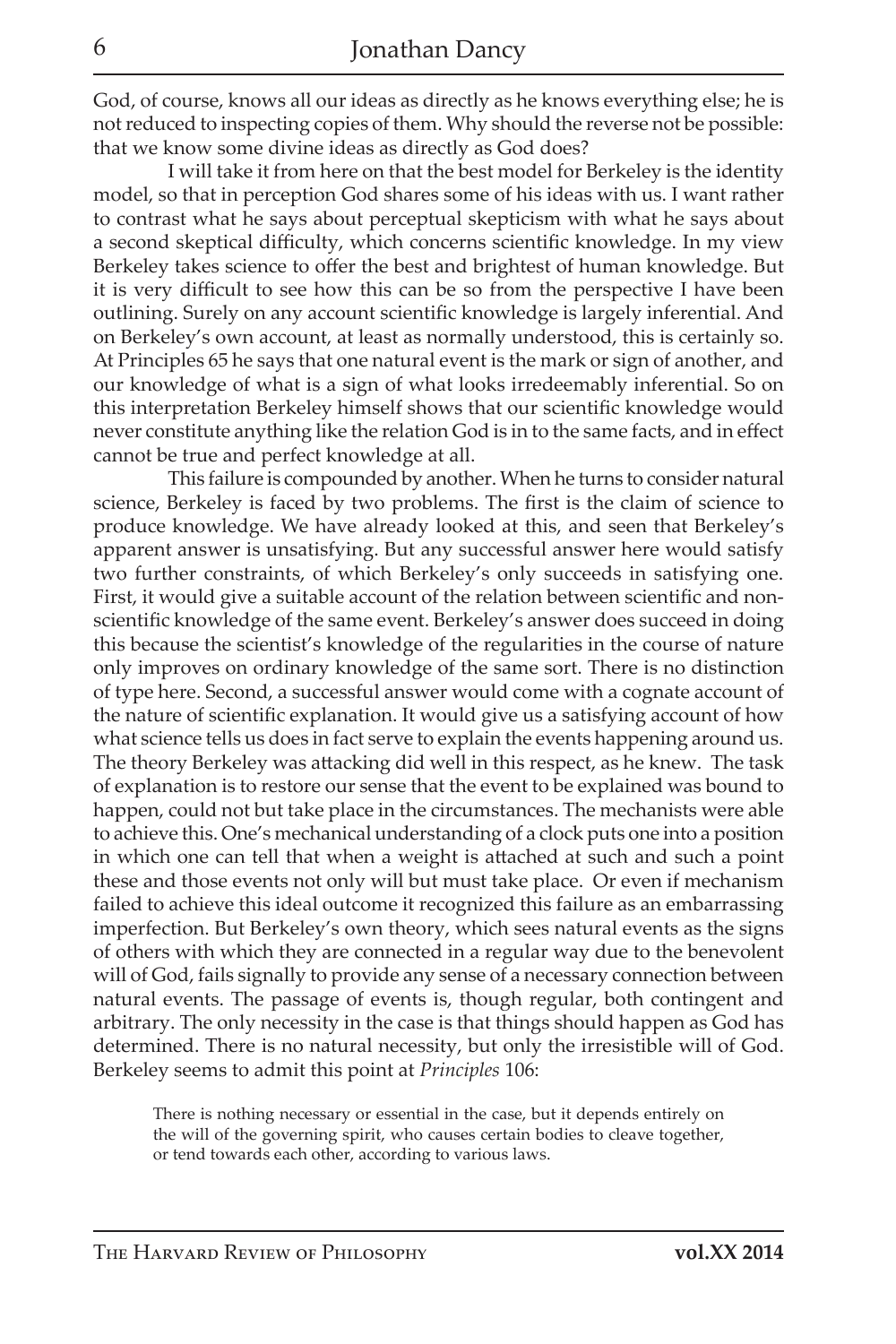God, of course, knows all our ideas as directly as he knows everything else; he is not reduced to inspecting copies of them. Why should the reverse not be possible: that we know some divine ideas as directly as God does?

I will take it from here on that the best model for Berkeley is the identity model, so that in perception God shares some of his ideas with us. I want rather to contrast what he says about perceptual skepticism with what he says about a second skeptical difficulty, which concerns scientific knowledge. In my view Berkeley takes science to offer the best and brightest of human knowledge. But it is very difficult to see how this can be so from the perspective I have been outlining. Surely on any account scientific knowledge is largely inferential. And on Berkeley's own account, at least as normally understood, this is certainly so. At Principles 65 he says that one natural event is the mark or sign of another, and our knowledge of what is a sign of what looks irredeemably inferential. So on this interpretation Berkeley himself shows that our scientific knowledge would never constitute anything like the relation God is in to the same facts, and in effect cannot be true and perfect knowledge at all.

This failure is compounded by another. When he turns to consider natural science, Berkeley is faced by two problems. The first is the claim of science to produce knowledge. We have already looked at this, and seen that Berkeley's apparent answer is unsatisfying. But any successful answer here would satisfy two further constraints, of which Berkeley's only succeeds in satisfying one. First, it would give a suitable account of the relation between scientific and non-scientific knowledge of the same event. Berkeley's answer does succeed in doing this because the scientist's knowledge of the regularities in the course of nature only improves on ordinary knowledge of the same sort. There is no distinction of type here. Second, a successful answer would come with a cognate account of the nature of scientific explanation. It would give us a satisfying account of how what science tells us does in fact serve to explain the events happening around us. The theory Berkeley was attacking did well in this respect, as he knew. The task of explanation is to restore our sense that the event to be explained was bound to happen, could not but take place in the circumstances. The mechanists were able to achieve this. One's mechanical understanding of a clock puts one into a position in which one can tell that when a weight is attached at such and such a point these and those events not only will but must take place. Or even if mechanism failed to achieve this ideal outcome it recognized this failure as an embarrassing imperfection. But Berkeley's own theory, which sees natural events as the signs of others with which they are connected in a regular way due to the benevolent will of God, fails signally to provide any sense of a necessary connection between natural events. The passage of events is, though regular, both contingent and arbitrary. The only necessity in the case is that things should happen as God has determined. There is no natural necessity, but only the irresistible will of God. Berkeley seems to admit this point at *Principles* 106:

> There is nothing necessary or essential in the case, but it depends entirely on the will of the governing spirit, who causes certain bodies to cleave together, or tend towards each other, according to various laws.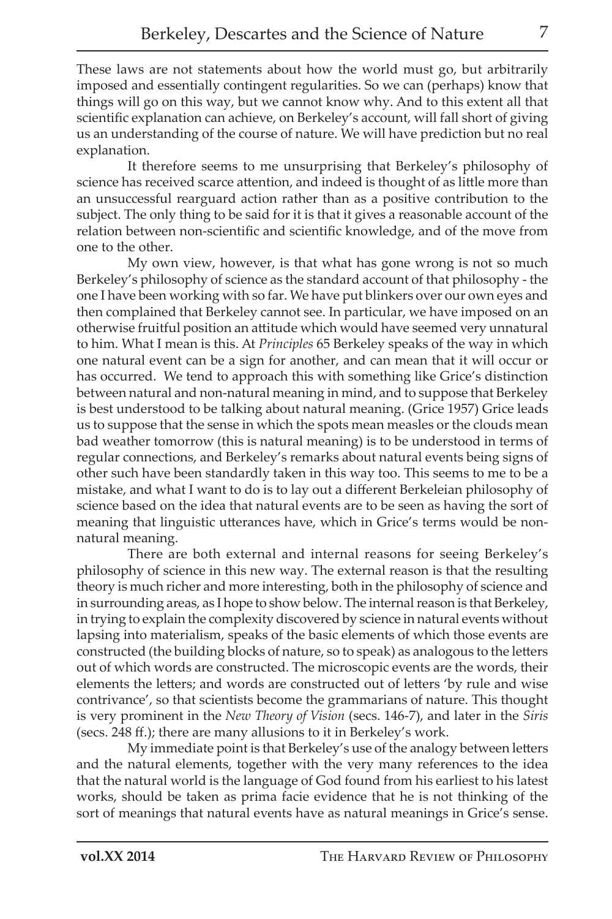These laws are not statements about how the world must go, but arbitrarily imposed and essentially contingent regularities. So we can (perhaps) know that things will go on this way, but we cannot know why. And to this extent all that scientific explanation can achieve, on Berkeley's account, will fall short of giving us an understanding of the course of nature. We will have prediction but no real explanation.

It therefore seems to me unsurprising that Berkeley's philosophy of science has received scarce attention, and indeed is thought of as little more than an unsuccessful rearguard action rather than as a positive contribution to the subject. The only thing to be said for it is that it gives a reasonable account of the relation between non-scientific and scientific knowledge, and of the move from one to the other.

My own view, however, is that what has gone wrong is not so much Berkeley's philosophy of science as the standard account of that philosophy - the one I have been working with so far. We have put blinkers over our own eyes and then complained that Berkeley cannot see. In particular, we have imposed on an otherwise fruitful position an attitude which would have seemed very unnatural to him. What I mean is this. At *Principles* 65 Berkeley speaks of the way in which one natural event can be a sign for another, and can mean that it will occur or has occurred. We tend to approach this with something like Grice's distinction between natural and non-natural meaning in mind, and to suppose that Berkeley is best understood to be talking about natural meaning. (Grice 1957) Grice leads us to suppose that the sense in which the spots mean measles or the clouds mean bad weather tomorrow (this is natural meaning) is to be understood in terms of regular connections, and Berkeley's remarks about natural events being signs of other such have been standardly taken in this way too. This seems to me to be a mistake, and what I want to do is to lay out a different Berkeleian philosophy of science based on the idea that natural events are to be seen as having the sort of meaning that linguistic utterances have, which in Grice's terms would be non-natural meaning.

There are both external and internal reasons for seeing Berkeley's philosophy of science in this new way. The external reason is that the resulting theory is much richer and more interesting, both in the philosophy of science and in surrounding areas, as I hope to show below. The internal reason is that Berkeley, in trying to explain the complexity discovered by science in natural events without lapsing into materialism, speaks of the basic elements of which those events are constructed (the building blocks of nature, so to speak) as analogous to the letters out of which words are constructed. The microscopic events are the words, their elements the letters; and words are constructed out of letters 'by rule and wise contrivance', so that scientists become the grammarians of nature. This thought is very prominent in the *New Theory of Vision* (secs. 146-7), and later in the *Siris* (secs. 248 ff.); there are many allusions to it in Berkeley's work.

My immediate point is that Berkeley's use of the analogy between letters and the natural elements, together with the very many references to the idea that the natural world is the language of God found from his earliest to his latest works, should be taken as prima facie evidence that he is not thinking of the sort of meanings that natural events have as natural meanings in Grice's sense.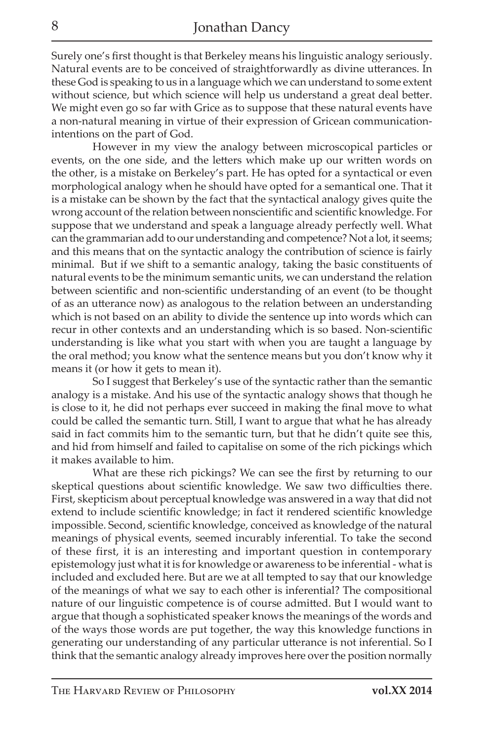Surely one's first thought is that Berkeley means his linguistic analogy seriously. Natural events are to be conceived of straightforwardly as divine utterances. In these God is speaking to us in a language which we can understand to some extent without science, but which science will help us understand a great deal better. We might even go so far with Grice as to suppose that these natural events have a non-natural meaning in virtue of their expression of Gricean communication-intentions on the part of God.

However in my view the analogy between microscopical particles or events, on the one side, and the letters which make up our written words on the other, is a mistake on Berkeley's part. He has opted for a syntactical or even morphological analogy when he should have opted for a semantical one. That it is a mistake can be shown by the fact that the syntactical analogy gives quite the wrong account of the relation between nonscientific and scientific knowledge. For suppose that we understand and speak a language already perfectly well. What can the grammarian add to our understanding and competence? Not a lot, it seems; and this means that on the syntactic analogy the contribution of science is fairly minimal. But if we shift to a semantic analogy, taking the basic constituents of natural events to be the minimum semantic units, we can understand the relation between scientific and non-scientific understanding of an event (to be thought of as an utterance now) as analogous to the relation between an understanding which is not based on an ability to divide the sentence up into words which can recur in other contexts and an understanding which is so based. Non-scientific understanding is like what you start with when you are taught a language by the oral method; you know what the sentence means but you don't know why it means it (or how it gets to mean it).

So I suggest that Berkeley's use of the syntactic rather than the semantic analogy is a mistake. And his use of the syntactic analogy shows that though he is close to it, he did not perhaps ever succeed in making the final move to what could be called the semantic turn. Still, I want to argue that what he has already said in fact commits him to the semantic turn, but that he didn't quite see this, and hid from himself and failed to capitalise on some of the rich pickings which it makes available to him.

What are these rich pickings? We can see the first by returning to our skeptical questions about scientific knowledge. We saw two difficulties there. First, skepticism about perceptual knowledge was answered in a way that did not extend to include scientific knowledge; in fact it rendered scientific knowledge impossible. Second, scientific knowledge, conceived as knowledge of the natural meanings of physical events, seemed incurably inferential. To take the second of these first, it is an interesting and important question in contemporary epistemology just what it is for knowledge or awareness to be inferential - what is included and excluded here. But are we at all tempted to say that our knowledge of the meanings of what we say to each other is inferential? The compositional nature of our linguistic competence is of course admitted. But I would want to argue that though a sophisticated speaker knows the meanings of the words and of the ways those words are put together, the way this knowledge functions in generating our understanding of any particular utterance is not inferential. So I think that the semantic analogy already improves here over the position normally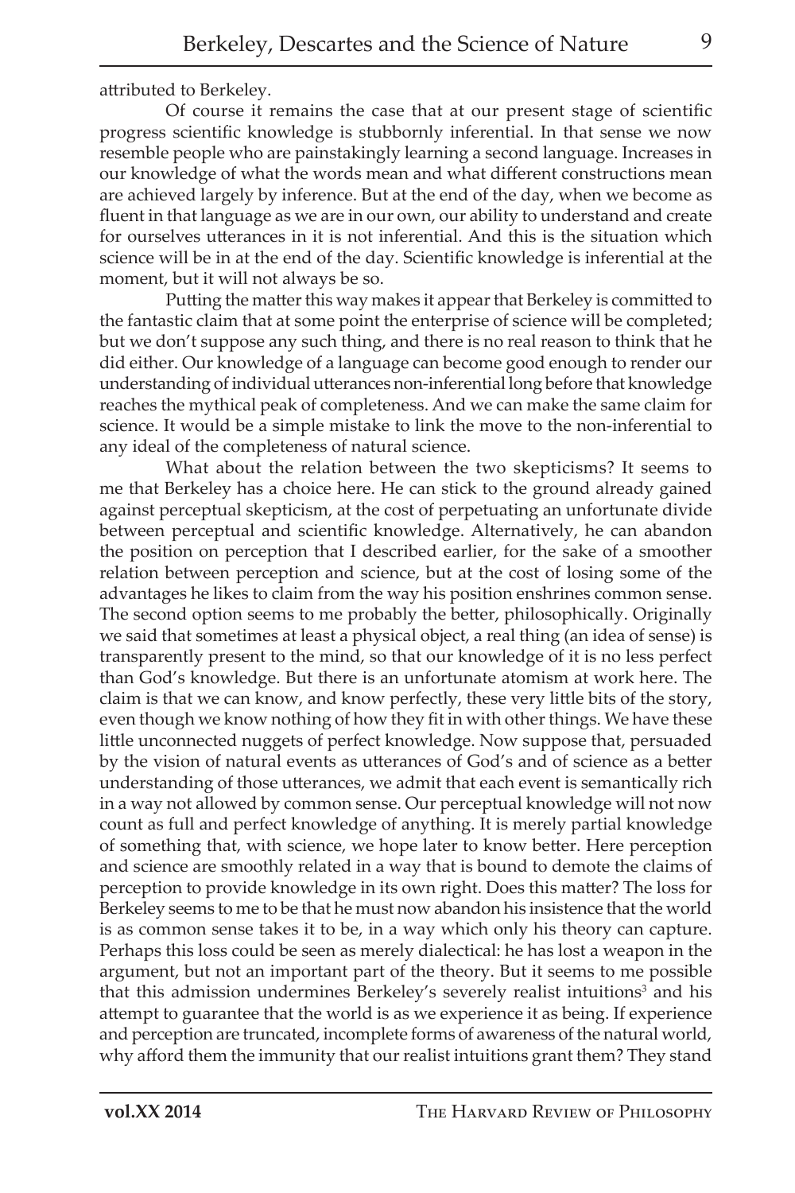attributed to Berkeley.

Of course it remains the case that at our present stage of scientific progress scientific knowledge is stubbornly inferential. In that sense we now resemble people who are painstakingly learning a second language. Increases in our knowledge of what the words mean and what different constructions mean are achieved largely by inference. But at the end of the day, when we become as fluent in that language as we are in our own, our ability to understand and create for ourselves utterances in it is not inferential. And this is the situation which science will be in at the end of the day. Scientific knowledge is inferential at the moment, but it will not always be so.

Putting the matter this way makes it appear that Berkeley is committed to the fantastic claim that at some point the enterprise of science will be completed; but we don't suppose any such thing, and there is no real reason to think that he did either. Our knowledge of a language can become good enough to render our understanding of individual utterances non-inferential long before that knowledge reaches the mythical peak of completeness. And we can make the same claim for science. It would be a simple mistake to link the move to the non-inferential to any ideal of the completeness of natural science.

What about the relation between the two skepticisms? It seems to me that Berkeley has a choice here. He can stick to the ground already gained against perceptual skepticism, at the cost of perpetuating an unfortunate divide between perceptual and scientific knowledge. Alternatively, he can abandon the position on perception that I described earlier, for the sake of a smoother relation between perception and science, but at the cost of losing some of the advantages he likes to claim from the way his position enshrines common sense. The second option seems to me probably the better, philosophically. Originally we said that sometimes at least a physical object, a real thing (an idea of sense) is transparently present to the mind, so that our knowledge of it is no less perfect than God's knowledge. But there is an unfortunate atomism at work here. The claim is that we can know, and know perfectly, these very little bits of the story, even though we know nothing of how they fit in with other things. We have these little unconnected nuggets of perfect knowledge. Now suppose that, persuaded by the vision of natural events as utterances of God's and of science as a better understanding of those utterances, we admit that each event is semantically rich in a way not allowed by common sense. Our perceptual knowledge will not now count as full and perfect knowledge of anything. It is merely partial knowledge of something that, with science, we hope later to know better. Here perception and science are smoothly related in a way that is bound to demote the claims of perception to provide knowledge in its own right. Does this matter? The loss for Berkeley seems to me to be that he must now abandon his insistence that the world is as common sense takes it to be, in a way which only his theory can capture. Perhaps this loss could be seen as merely dialectical: he has lost a weapon in the argument, but not an important part of the theory. But it seems to me possible that this admission undermines Berkeley's severely realist intuitions[3] and his attempt to guarantee that the world is as we experience it as being. If experience and perception are truncated, incomplete forms of awareness of the natural world, why afford them the immunity that our realist intuitions grant them? They stand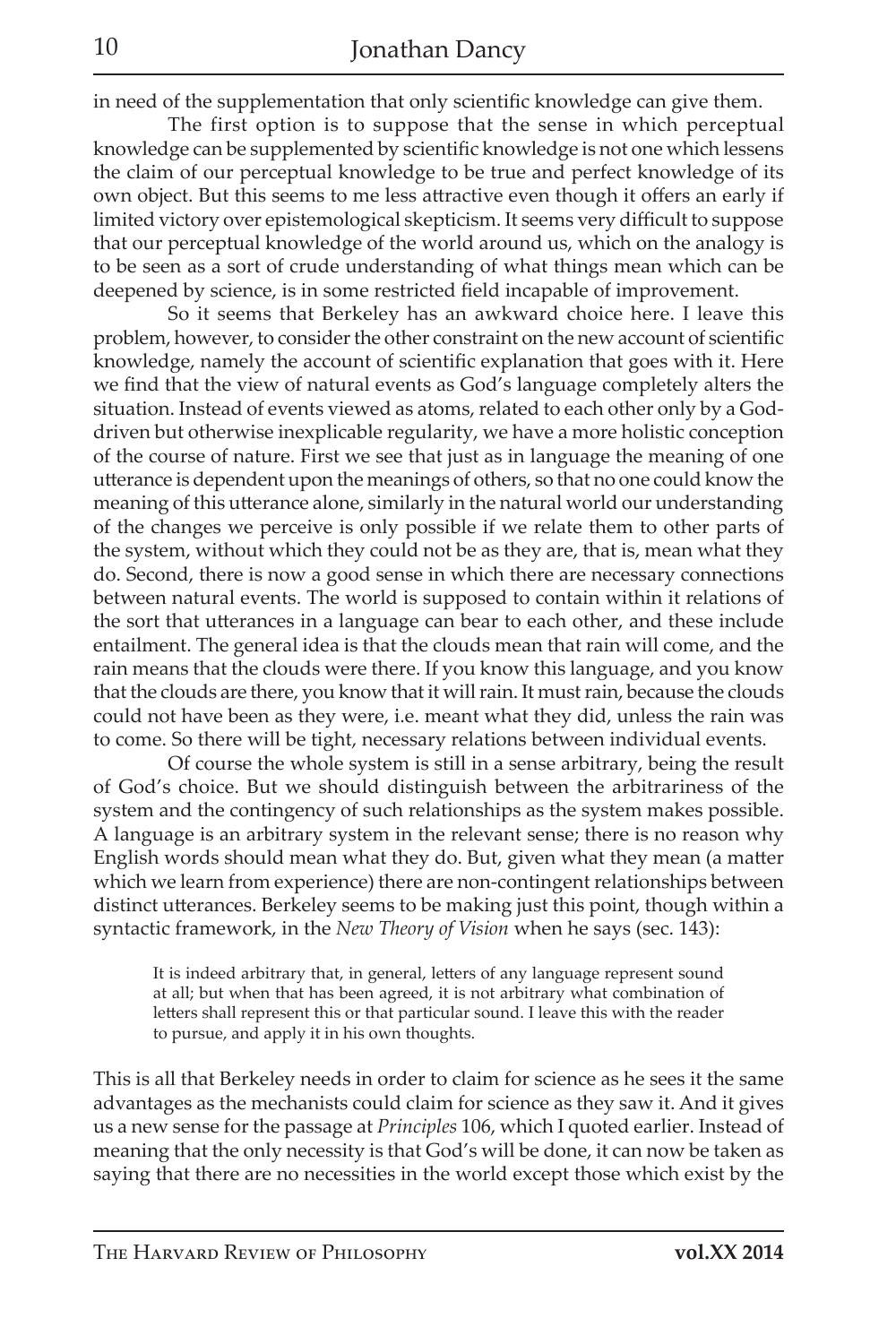in need of the supplementation that only scientific knowledge can give them.

The first option is to suppose that the sense in which perceptual knowledge can be supplemented by scientific knowledge is not one which lessens the claim of our perceptual knowledge to be true and perfect knowledge of its own object. But this seems to me less attractive even though it offers an early if limited victory over epistemological skepticism. It seems very difficult to suppose that our perceptual knowledge of the world around us, which on the analogy is to be seen as a sort of crude understanding of what things mean which can be deepened by science, is in some restricted field incapable of improvement.

So it seems that Berkeley has an awkward choice here. I leave this problem, however, to consider the other constraint on the new account of scientific knowledge, namely the account of scientific explanation that goes with it. Here we find that the view of natural events as God's language completely alters the situation. Instead of events viewed as atoms, related to each other only by a God-driven but otherwise inexplicable regularity, we have a more holistic conception of the course of nature. First we see that just as in language the meaning of one utterance is dependent upon the meanings of others, so that no one could know the meaning of this utterance alone, similarly in the natural world our understanding of the changes we perceive is only possible if we relate them to other parts of the system, without which they could not be as they are, that is, mean what they do. Second, there is now a good sense in which there are necessary connections between natural events. The world is supposed to contain within it relations of the sort that utterances in a language can bear to each other, and these include entailment. The general idea is that the clouds mean that rain will come, and the rain means that the clouds were there. If you know this language, and you know that the clouds are there, you know that it will rain. It must rain, because the clouds could not have been as they were, i.e. meant what they did, unless the rain was to come. So there will be tight, necessary relations between individual events.

Of course the whole system is still in a sense arbitrary, being the result of God's choice. But we should distinguish between the arbitrariness of the system and the contingency of such relationships as the system makes possible. A language is an arbitrary system in the relevant sense; there is no reason why English words should mean what they do. But, given what they mean (a matter which we learn from experience) there are non-contingent relationships between distinct utterances. Berkeley seems to be making just this point, though within a syntactic framework, in the *New Theory of Vision* when he says (sec. 143):

> It is indeed arbitrary that, in general, letters of any language represent sound at all; but when that has been agreed, it is not arbitrary what combination of letters shall represent this or that particular sound. I leave this with the reader to pursue, and apply it in his own thoughts.

This is all that Berkeley needs in order to claim for science as he sees it the same advantages as the mechanists could claim for science as they saw it. And it gives us a new sense for the passage at *Principles* 106, which I quoted earlier. Instead of meaning that the only necessity is that God's will be done, it can now be taken as saying that there are no necessities in the world except those which exist by the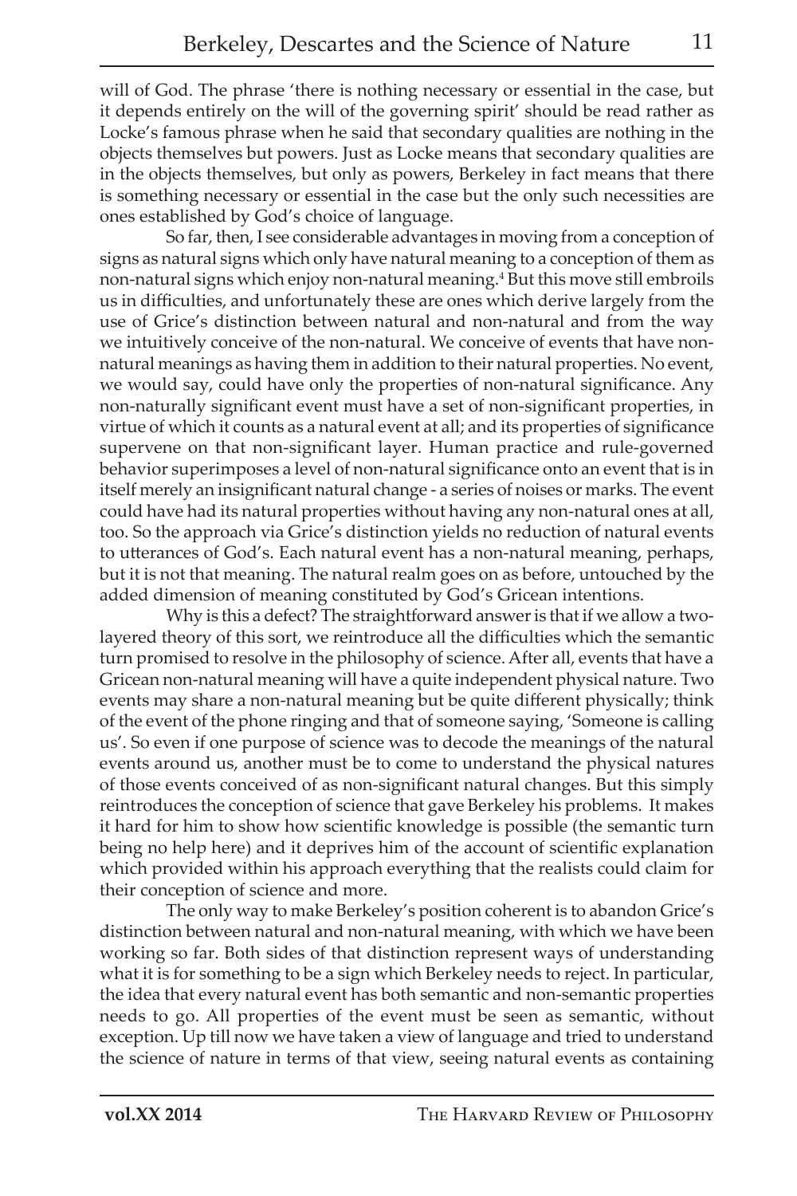will of God. The phrase 'there is nothing necessary or essential in the case, but it depends entirely on the will of the governing spirit' should be read rather as Locke's famous phrase when he said that secondary qualities are nothing in the objects themselves but powers. Just as Locke means that secondary qualities are in the objects themselves, but only as powers, Berkeley in fact means that there is something necessary or essential in the case but the only such necessities are ones established by God's choice of language.

So far, then, I see considerable advantages in moving from a conception of signs as natural signs which only have natural meaning to a conception of them as non-natural signs which enjoy non-natural meaning.[4] But this move still embroils us in difficulties, and unfortunately these are ones which derive largely from the use of Grice's distinction between natural and non-natural and from the way we intuitively conceive of the non-natural. We conceive of events that have non-natural meanings as having them in addition to their natural properties. No event, we would say, could have only the properties of non-natural significance. Any non-naturally significant event must have a set of non-significant properties, in virtue of which it counts as a natural event at all; and its properties of significance supervene on that non-significant layer. Human practice and rule-governed behavior superimposes a level of non-natural significance onto an event that is in itself merely an insignificant natural change - a series of noises or marks. The event could have had its natural properties without having any non-natural ones at all, too. So the approach via Grice's distinction yields no reduction of natural events to utterances of God's. Each natural event has a non-natural meaning, perhaps, but it is not that meaning. The natural realm goes on as before, untouched by the added dimension of meaning constituted by God's Gricean intentions.

Why is this a defect? The straightforward answer is that if we allow a two-layered theory of this sort, we reintroduce all the difficulties which the semantic turn promised to resolve in the philosophy of science. After all, events that have a Gricean non-natural meaning will have a quite independent physical nature. Two events may share a non-natural meaning but be quite different physically; think of the event of the phone ringing and that of someone saying, 'Someone is calling us'. So even if one purpose of science was to decode the meanings of the natural events around us, another must be to come to understand the physical natures of those events conceived of as non-significant natural changes. But this simply reintroduces the conception of science that gave Berkeley his problems. It makes it hard for him to show how scientific knowledge is possible (the semantic turn being no help here) and it deprives him of the account of scientific explanation which provided within his approach everything that the realists could claim for their conception of science and more.

The only way to make Berkeley's position coherent is to abandon Grice's distinction between natural and non-natural meaning, with which we have been working so far. Both sides of that distinction represent ways of understanding what it is for something to be a sign which Berkeley needs to reject. In particular, the idea that every natural event has both semantic and non-semantic properties needs to go. All properties of the event must be seen as semantic, without exception. Up till now we have taken a view of language and tried to understand the science of nature in terms of that view, seeing natural events as containing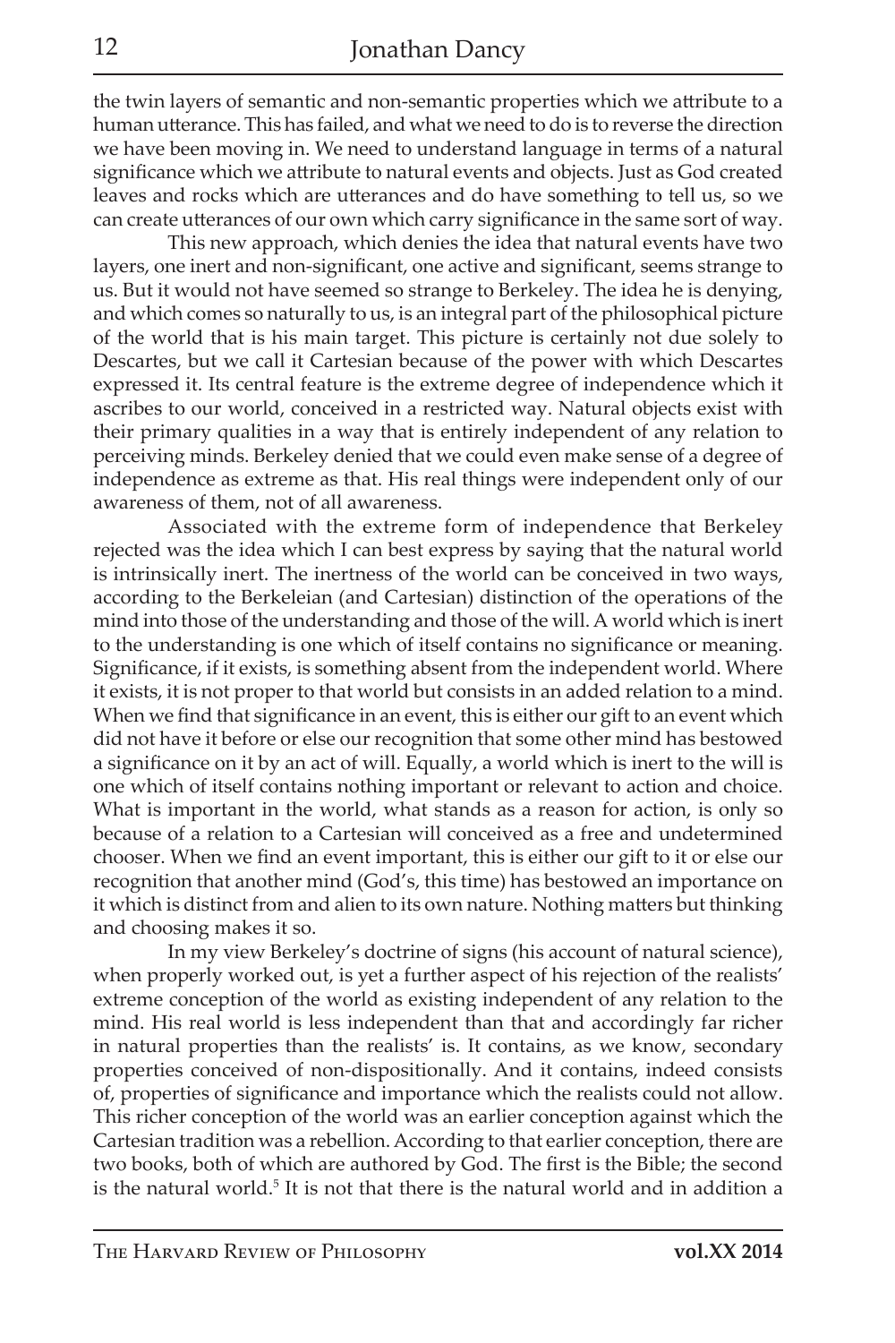the twin layers of semantic and non-semantic properties which we attribute to a human utterance. This has failed, and what we need to do is to reverse the direction we have been moving in. We need to understand language in terms of a natural significance which we attribute to natural events and objects. Just as God created leaves and rocks which are utterances and do have something to tell us, so we can create utterances of our own which carry significance in the same sort of way.

This new approach, which denies the idea that natural events have two layers, one inert and non-significant, one active and significant, seems strange to us. But it would not have seemed so strange to Berkeley. The idea he is denying, and which comes so naturally to us, is an integral part of the philosophical picture of the world that is his main target. This picture is certainly not due solely to Descartes, but we call it Cartesian because of the power with which Descartes expressed it. Its central feature is the extreme degree of independence which it ascribes to our world, conceived in a restricted way. Natural objects exist with their primary qualities in a way that is entirely independent of any relation to perceiving minds. Berkeley denied that we could even make sense of a degree of independence as extreme as that. His real things were independent only of our awareness of them, not of all awareness.

Associated with the extreme form of independence that Berkeley rejected was the idea which I can best express by saying that the natural world is intrinsically inert. The inertness of the world can be conceived in two ways, according to the Berkeleian (and Cartesian) distinction of the operations of the mind into those of the understanding and those of the will. A world which is inert to the understanding is one which of itself contains no significance or meaning. Significance, if it exists, is something absent from the independent world. Where it exists, it is not proper to that world but consists in an added relation to a mind. When we find that significance in an event, this is either our gift to an event which did not have it before or else our recognition that some other mind has bestowed a significance on it by an act of will. Equally, a world which is inert to the will is one which of itself contains nothing important or relevant to action and choice. What is important in the world, what stands as a reason for action, is only so because of a relation to a Cartesian will conceived as a free and undetermined chooser. When we find an event important, this is either our gift to it or else our recognition that another mind (God's, this time) has bestowed an importance on it which is distinct from and alien to its own nature. Nothing matters but thinking and choosing makes it so.

In my view Berkeley's doctrine of signs (his account of natural science), when properly worked out, is yet a further aspect of his rejection of the realists' extreme conception of the world as existing independent of any relation to the mind. His real world is less independent than that and accordingly far richer in natural properties than the realists' is. It contains, as we know, secondary properties conceived of non-dispositionally. And it contains, indeed consists of, properties of significance and importance which the realists could not allow. This richer conception of the world was an earlier conception against which the Cartesian tradition was a rebellion. According to that earlier conception, there are two books, both of which are authored by God. The first is the Bible; the second is the natural world.[5] It is not that there is the natural world and in addition a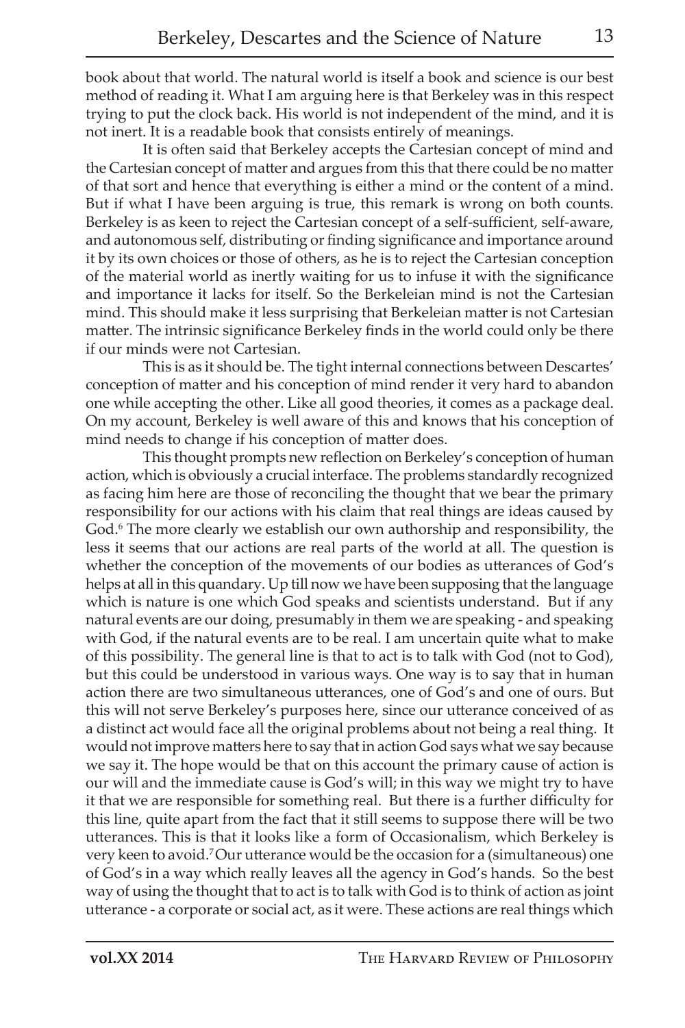book about that world. The natural world is itself a book and science is our best method of reading it. What I am arguing here is that Berkeley was in this respect trying to put the clock back. His world is not independent of the mind, and it is not inert. It is a readable book that consists entirely of meanings.

It is often said that Berkeley accepts the Cartesian concept of mind and the Cartesian concept of matter and argues from this that there could be no matter of that sort and hence that everything is either a mind or the content of a mind. But if what I have been arguing is true, this remark is wrong on both counts. Berkeley is as keen to reject the Cartesian concept of a self-sufficient, self-aware, and autonomous self, distributing or finding significance and importance around it by its own choices or those of others, as he is to reject the Cartesian conception of the material world as inertly waiting for us to infuse it with the significance and importance it lacks for itself. So the Berkeleian mind is not the Cartesian mind. This should make it less surprising that Berkeleian matter is not Cartesian matter. The intrinsic significance Berkeley finds in the world could only be there if our minds were not Cartesian.

This is as it should be. The tight internal connections between Descartes' conception of matter and his conception of mind render it very hard to abandon one while accepting the other. Like all good theories, it comes as a package deal. On my account, Berkeley is well aware of this and knows that his conception of mind needs to change if his conception of matter does.

This thought prompts new reflection on Berkeley's conception of human action, which is obviously a crucial interface. The problems standardly recognized as facing him here are those of reconciling the thought that we bear the primary responsibility for our actions with his claim that real things are ideas caused by God.[6] The more clearly we establish our own authorship and responsibility, the less it seems that our actions are real parts of the world at all. The question is whether the conception of the movements of our bodies as utterances of God's helps at all in this quandary. Up till now we have been supposing that the language which is nature is one which God speaks and scientists understand. But if any natural events are our doing, presumably in them we are speaking - and speaking with God, if the natural events are to be real. I am uncertain quite what to make of this possibility. The general line is that to act is to talk with God (not to God), but this could be understood in various ways. One way is to say that in human action there are two simultaneous utterances, one of God's and one of ours. But this will not serve Berkeley's purposes here, since our utterance conceived of as a distinct act would face all the original problems about not being a real thing. It would not improve matters here to say that in action God says what we say because we say it. The hope would be that on this account the primary cause of action is our will and the immediate cause is God's will; in this way we might try to have it that we are responsible for something real. But there is a further difficulty for this line, quite apart from the fact that it still seems to suppose there will be two utterances. This is that it looks like a form of Occasionalism, which Berkeley is very keen to avoid.[7] Our utterance would be the occasion for a (simultaneous) one of God's in a way which really leaves all the agency in God's hands. So the best way of using the thought that to act is to talk with God is to think of action as joint utterance - a corporate or social act, as it were. These actions are real things which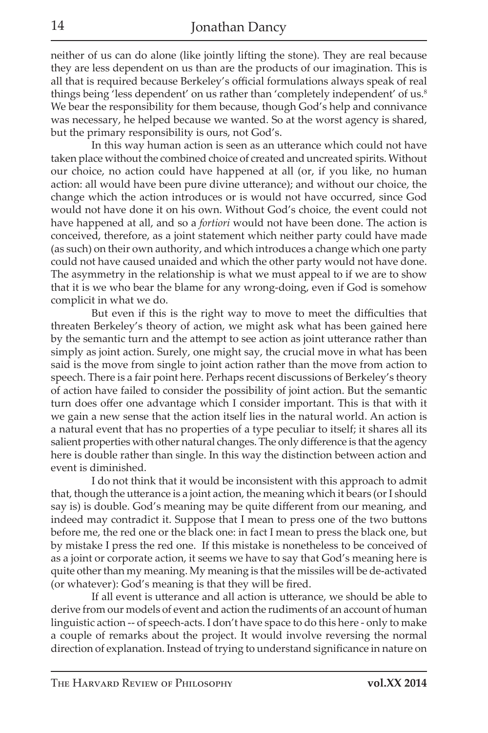neither of us can do alone (like jointly lifting the stone). They are real because they are less dependent on us than are the products of our imagination. This is all that is required because Berkeley's official formulations always speak of real things being 'less dependent' on us rather than 'completely independent' of us.[8] We bear the responsibility for them because, though God's help and connivance was necessary, he helped because we wanted. So at the worst agency is shared, but the primary responsibility is ours, not God's.

In this way human action is seen as an utterance which could not have taken place without the combined choice of created and uncreated spirits. Without our choice, no action could have happened at all (or, if you like, no human action: all would have been pure divine utterance); and without our choice, the change which the action introduces or is would not have occurred, since God would not have done it on his own. Without God's choice, the event could not have happened at all, and so a *fortiori* would not have been done. The action is conceived, therefore, as a joint statement which neither party could have made (as such) on their own authority, and which introduces a change which one party could not have caused unaided and which the other party would not have done. The asymmetry in the relationship is what we must appeal to if we are to show that it is we who bear the blame for any wrong-doing, even if God is somehow complicit in what we do.

But even if this is the right way to move to meet the difficulties that threaten Berkeley's theory of action, we might ask what has been gained here by the semantic turn and the attempt to see action as joint utterance rather than simply as joint action. Surely, one might say, the crucial move in what has been said is the move from single to joint action rather than the move from action to speech. There is a fair point here. Perhaps recent discussions of Berkeley's theory of action have failed to consider the possibility of joint action. But the semantic turn does offer one advantage which I consider important. This is that with it we gain a new sense that the action itself lies in the natural world. An action is a natural event that has no properties of a type peculiar to itself; it shares all its salient properties with other natural changes. The only difference is that the agency here is double rather than single. In this way the distinction between action and event is diminished.

I do not think that it would be inconsistent with this approach to admit that, though the utterance is a joint action, the meaning which it bears (or I should say is) is double. God's meaning may be quite different from our meaning, and indeed may contradict it. Suppose that I mean to press one of the two buttons before me, the red one or the black one: in fact I mean to press the black one, but by mistake I press the red one. If this mistake is nonetheless to be conceived of as a joint or corporate action, it seems we have to say that God's meaning here is quite other than my meaning. My meaning is that the missiles will be de-activated (or whatever): God's meaning is that they will be fired.

If all event is utterance and all action is utterance, we should be able to derive from our models of event and action the rudiments of an account of human linguistic action -- of speech-acts. I don't have space to do this here - only to make a couple of remarks about the project. It would involve reversing the normal direction of explanation. Instead of trying to understand significance in nature on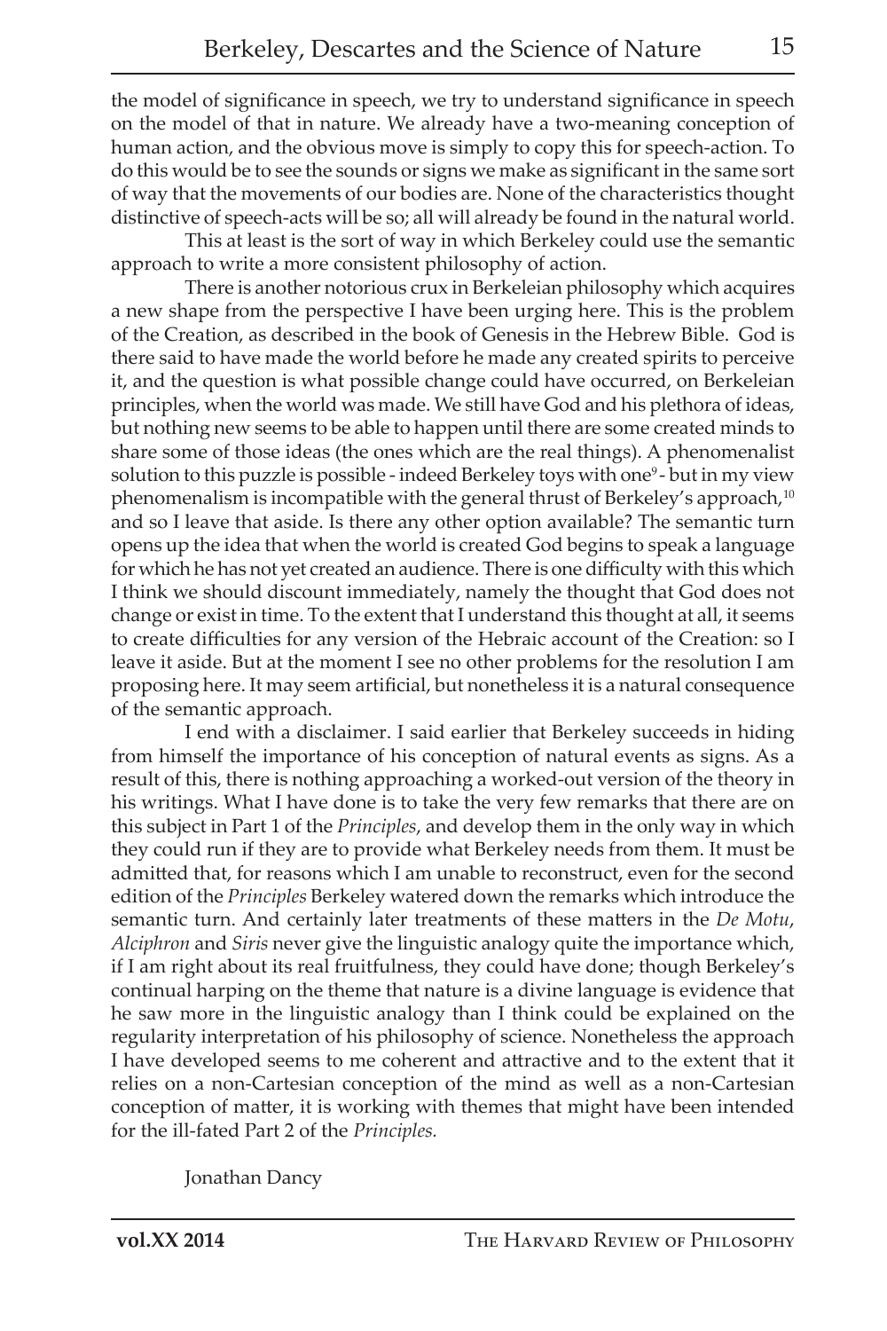the model of significance in speech, we try to understand significance in speech on the model of that in nature. We already have a two-meaning conception of human action, and the obvious move is simply to copy this for speech-action. To do this would be to see the sounds or signs we make as significant in the same sort of way that the movements of our bodies are. None of the characteristics thought distinctive of speech-acts will be so; all will already be found in the natural world.

This at least is the sort of way in which Berkeley could use the semantic approach to write a more consistent philosophy of action.

There is another notorious crux in Berkeleian philosophy which acquires a new shape from the perspective I have been urging here. This is the problem of the Creation, as described in the book of Genesis in the Hebrew Bible. God is there said to have made the world before he made any created spirits to perceive it, and the question is what possible change could have occurred, on Berkeleian principles, when the world was made. We still have God and his plethora of ideas, but nothing new seems to be able to happen until there are some created minds to share some of those ideas (the ones which are the real things). A phenomenalist solution to this puzzle is possible - indeed Berkeley toys with one[9] - but in my view phenomenalism is incompatible with the general thrust of Berkeley's approach,[10] and so I leave that aside. Is there any other option available? The semantic turn opens up the idea that when the world is created God begins to speak a language for which he has not yet created an audience. There is one difficulty with this which I think we should discount immediately, namely the thought that God does not change or exist in time. To the extent that I understand this thought at all, it seems to create difficulties for any version of the Hebraic account of the Creation: so I leave it aside. But at the moment I see no other problems for the resolution I am proposing here. It may seem artificial, but nonetheless it is a natural consequence of the semantic approach.

I end with a disclaimer. I said earlier that Berkeley succeeds in hiding from himself the importance of his conception of natural events as signs. As a result of this, there is nothing approaching a worked-out version of the theory in his writings. What I have done is to take the very few remarks that there are on this subject in Part 1 of the *Principles*, and develop them in the only way in which they could run if they are to provide what Berkeley needs from them. It must be admitted that, for reasons which I am unable to reconstruct, even for the second edition of the *Principles* Berkeley watered down the remarks which introduce the semantic turn. And certainly later treatments of these matters in the *De Motu*, *Alciphron* and *Siris* never give the linguistic analogy quite the importance which, if I am right about its real fruitfulness, they could have done; though Berkeley's continual harping on the theme that nature is a divine language is evidence that he saw more in the linguistic analogy than I think could be explained on the regularity interpretation of his philosophy of science. Nonetheless the approach I have developed seems to me coherent and attractive and to the extent that it relies on a non-Cartesian conception of the mind as well as a non-Cartesian conception of matter, it is working with themes that might have been intended for the ill-fated Part 2 of the *Principles.*

Jonathan Dancy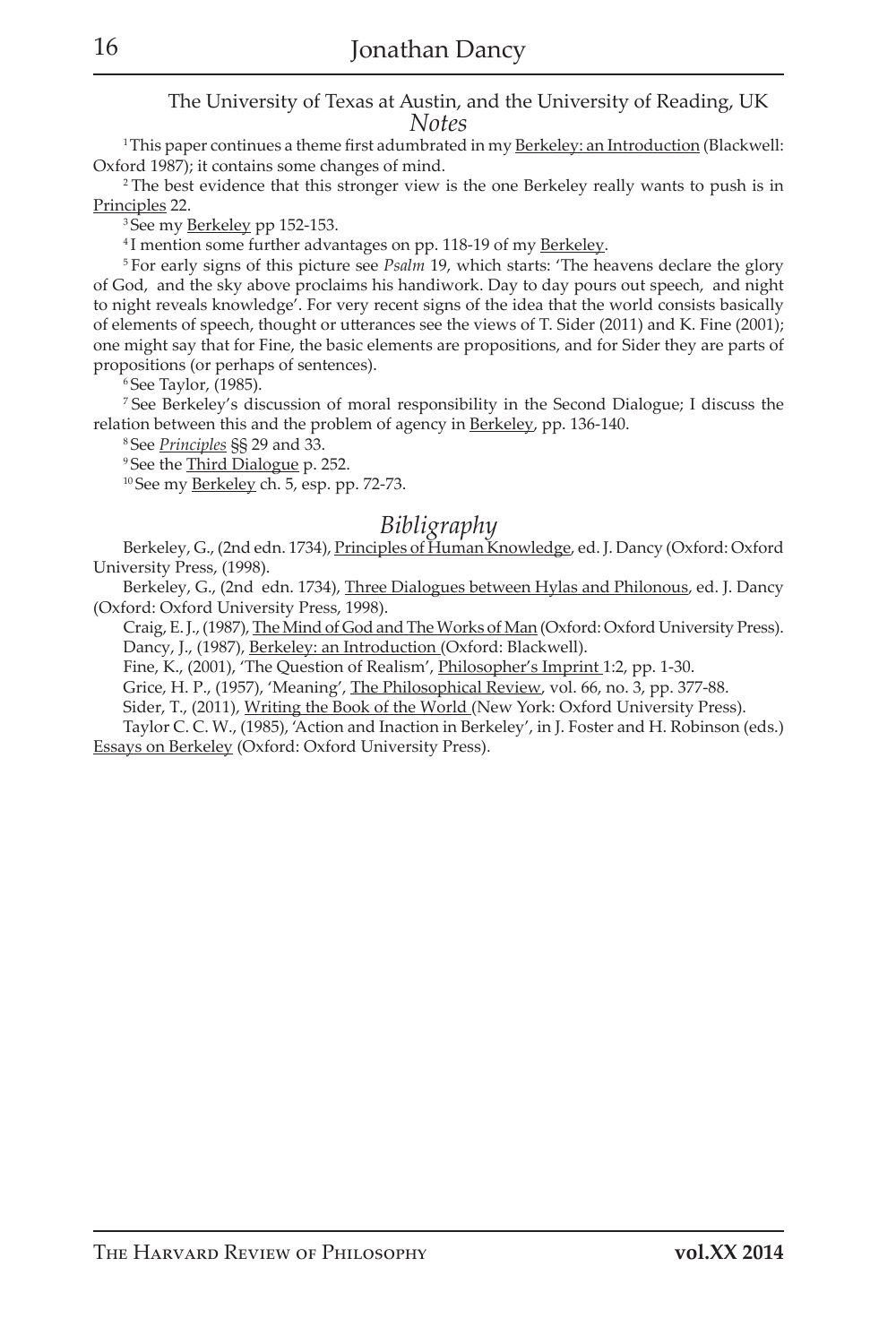The University of Texas at Austin, and the University of Reading, UK

## *Notes*

[1] This paper continues a theme first adumbrated in my Berkeley: an Introduction (Blackwell: Oxford 1987); it contains some changes of mind.

[2] The best evidence that this stronger view is the one Berkeley really wants to push is in Principles 22.

[3] See my Berkeley pp 152-153.

[4] I mention some further advantages on pp. 118-19 of my Berkeley.

[5] For early signs of this picture see *Psalm* 19, which starts: 'The heavens declare the glory of God, and the sky above proclaims his handiwork. Day to day pours out speech, and night to night reveals knowledge'. For very recent signs of the idea that the world consists basically of elements of speech, thought or utterances see the views of T. Sider (2011) and K. Fine (2001); one might say that for Fine, the basic elements are propositions, and for Sider they are parts of propositions (or perhaps of sentences).

[6] See Taylor, (1985).

[7] See Berkeley's discussion of moral responsibility in the Second Dialogue; I discuss the relation between this and the problem of agency in Berkeley, pp. 136-140.

[8] See *Principles* §§ 29 and 33.

[9] See the Third Dialogue p. 252.

[10] See my Berkeley ch. 5, esp. pp. 72-73.

## *Bibligraphy*

Berkeley, G., (2nd edn. 1734), Principles of Human Knowledge, ed. J. Dancy (Oxford: Oxford University Press, (1998).

Berkeley, G., (2nd edn. 1734), Three Dialogues between Hylas and Philonous, ed. J. Dancy (Oxford: Oxford University Press, 1998).

Craig, E. J., (1987), The Mind of God and The Works of Man (Oxford: Oxford University Press).

Dancy, J., (1987), Berkeley: an Introduction (Oxford: Blackwell).

Fine, K., (2001), 'The Question of Realism', Philosopher's Imprint 1:2, pp. 1-30.

Grice, H. P., (1957), 'Meaning', The Philosophical Review, vol. 66, no. 3, pp. 377-88.

Sider, T., (2011), Writing the Book of the World (New York: Oxford University Press).

Taylor C. C. W., (1985), 'Action and Inaction in Berkeley', in J. Foster and H. Robinson (eds.) Essays on Berkeley (Oxford: Oxford University Press).